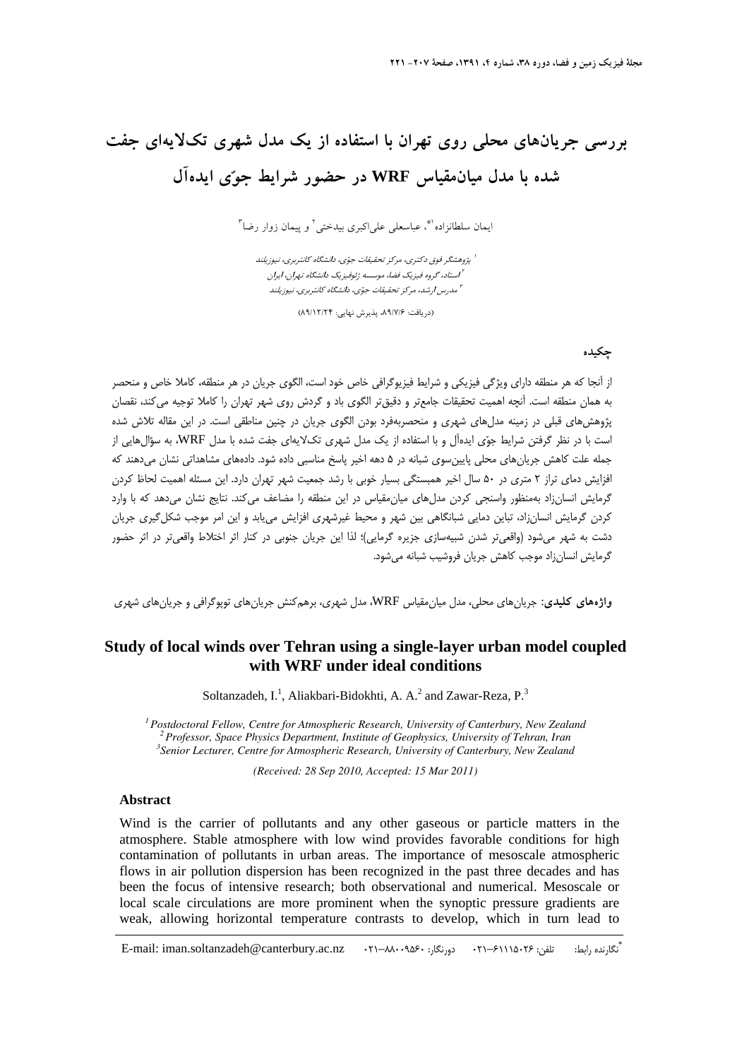# بررسی جریان‌های محلی روی تهران با استفاده از یک مدل شهری تک‌لایه‌ای جفت شده با مدل میان‌مقیاس WRF در حضور شرایط جوّی ایده‌آل

ایمان سلطانزاده[1*]، عباسعلی علی‌اکبری بیدختی[2] و پیمان زوار رضا[3]

[1] پژوهشگر فوق دکتری، مرکز تحقیقات جوّی، دانشگاه کانتربری، نیوزیلند
[2] استاد، گروه فیزیک فضا، موسسه ژئوفیزیک دانشگاه تهران، ایران
[3] مدرس ارشد، مرکز تحقیقات جوّی، دانشگاه کانتربری، نیوزیلند

(دریافت: ۸۹/۷/۶، پذیرش نهایی: ۸۹/۱۲/۲۴)

## چکیده

از آنجا که هر منطقه دارای ویژگی فیزیکی و شرایط فیزیوگرافی خاص خود است، الگوی جریان در هر منطقه، کاملا خاص و منحصر به همان منطقه است. آنچه اهمیت تحقیقات جامع‌تر و دقیق‌تر الگوی باد و گردش روی شهر تهران را کاملا توجیه می‌کند، نقصان پژوهش‌های قبلی در زمینه مدل‌های شهری و منحصربه‌فرد بودن الگوی جریان در چنین مناطقی است. در این مقاله تلاش شده است با در نظر گرفتن شرایط جوّی ایده‌آل و با استفاده از یک مدل شهری تک‌لایه‌ای جفت شده با مدل WRF، به سؤال‌هایی از جمله علت کاهش جریان‌های محلی پایین‌سوی شبانه در ۵ دهه اخیر پاسخ مناسبی داده شود. داده‌های مشاهداتی نشان می‌دهند که افزایش دمای تراز ۲ متری در ۵۰ سال اخیر همبستگی بسیار خوبی با رشد جمعیت شهر تهران دارد. این مسئله اهمیت لحاظ کردن گرمایش انسان‌زاد به‌منظور واسنجی کردن مدل‌های میان‌مقیاس در این منطقه را مضاعف می‌کند. نتایج نشان می‌دهد که با وارد کردن گرمایش انسان‌زاد، تباین دمایی شبانگاهی بین شهر و محیط غیرشهری افزایش می‌یابد و این امر موجب شکل‌گیری جریان دشت به شهر می‌شود (واقعی‌تر شدن شبیه‌سازی جزیره گرمایی)؛ لذا این جریان جنوبی در کنار اثر اختلاط واقعی‌تر در اثر حضور گرمایش انسان‌زاد موجب کاهش جریان فروشیب شبانه می‌شود.

**واژه‌های کلیدی**: جریان‌های محلی، مدل میان‌مقیاس WRF، مدل شهری، برهم‌کنش جریان‌های توپوگرافی و جریان‌های شهری

# Study of local winds over Tehran using a single-layer urban model coupled with WRF under ideal conditions

Soltanzadeh, I.[1], Aliakbari-Bidokhti, A. A.[2] and Zawar-Reza, P.[3]

[1] *Postdoctoral Fellow, Centre for Atmospheric Research, University of Canterbury, New Zealand*
[2] *Professor, Space Physics Department, Institute of Geophysics, University of Tehran, Iran*
[3] *Senior Lecturer, Centre for Atmospheric Research, University of Canterbury, New Zealand*

*(Received: 28 Sep 2010, Accepted: 15 Mar 2011)*

## Abstract

Wind is the carrier of pollutants and any other gaseous or particle matters in the atmosphere. Stable atmosphere with low wind provides favorable conditions for high contamination of pollutants in urban areas. The importance of mesoscale atmospheric flows in air pollution dispersion has been recognized in the past three decades and has been the focus of intensive research; both observational and numerical. Mesoscale or local scale circulations are more prominent when the synoptic pressure gradients are weak, allowing horizontal temperature contrasts to develop, which in turn lead to

---

[*] نگارنده رابط: تلفن: ۶۱۱۱۵۰۲۶-۰۲۱ دورنگار: ۸۸۰۰۹۵۶۰-۰۲۱ E-mail: iman.soltanzadeh@canterbury.ac.nz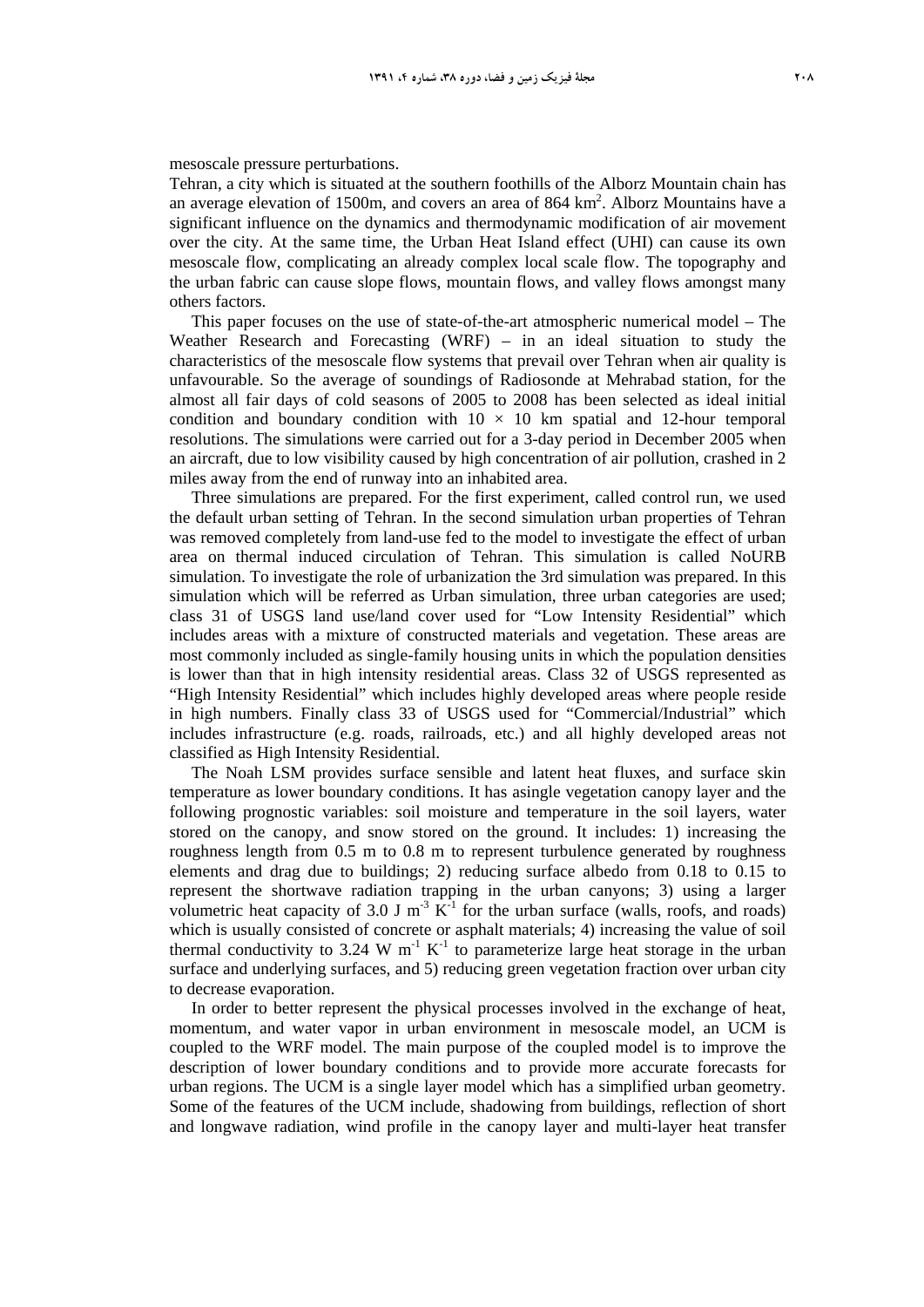mesoscale pressure perturbations.

Tehran, a city which is situated at the southern foothills of the Alborz Mountain chain has an average elevation of 1500m, and covers an area of 864 $km^2$. Alborz Mountains have a significant influence on the dynamics and thermodynamic modification of air movement over the city. At the same time, the Urban Heat Island effect (UHI) can cause its own mesoscale flow, complicating an already complex local scale flow. The topography and the urban fabric can cause slope flows, mountain flows, and valley flows amongst many others factors.

This paper focuses on the use of state-of-the-art atmospheric numerical model – The Weather Research and Forecasting (WRF) – in an ideal situation to study the characteristics of the mesoscale flow systems that prevail over Tehran when air quality is unfavourable. So the average of soundings of Radiosonde at Mehrabad station, for the almost all fair days of cold seasons of 2005 to 2008 has been selected as ideal initial condition and boundary condition with $10 \times 10$ km spatial and 12-hour temporal resolutions. The simulations were carried out for a 3-day period in December 2005 when an aircraft, due to low visibility caused by high concentration of air pollution, crashed in 2 miles away from the end of runway into an inhabited area.

Three simulations are prepared. For the first experiment, called control run, we used the default urban setting of Tehran. In the second simulation urban properties of Tehran was removed completely from land-use fed to the model to investigate the effect of urban area on thermal induced circulation of Tehran. This simulation is called NoURB simulation. To investigate the role of urbanization the 3rd simulation was prepared. In this simulation which will be referred as Urban simulation, three urban categories are used; class 31 of USGS land use/land cover used for "Low Intensity Residential" which includes areas with a mixture of constructed materials and vegetation. These areas are most commonly included as single-family housing units in which the population densities is lower than that in high intensity residential areas. Class 32 of USGS represented as "High Intensity Residential" which includes highly developed areas where people reside in high numbers. Finally class 33 of USGS used for "Commercial/Industrial" which includes infrastructure (e.g. roads, railroads, etc.) and all highly developed areas not classified as High Intensity Residential.

The Noah LSM provides surface sensible and latent heat fluxes, and surface skin temperature as lower boundary conditions. It has asingle vegetation canopy layer and the following prognostic variables: soil moisture and temperature in the soil layers, water stored on the canopy, and snow stored on the ground. It includes: 1) increasing the roughness length from 0.5 m to 0.8 m to represent turbulence generated by roughness elements and drag due to buildings; 2) reducing surface albedo from 0.18 to 0.15 to represent the shortwave radiation trapping in the urban canyons; 3) using a larger volumetric heat capacity of 3.0 J $m^{-3}$ $K^{-1}$ for the urban surface (walls, roofs, and roads) which is usually consisted of concrete or asphalt materials; 4) increasing the value of soil thermal conductivity to 3.24 W $m^{-1}$ $K^{-1}$ to parameterize large heat storage in the urban surface and underlying surfaces, and 5) reducing green vegetation fraction over urban city to decrease evaporation.

In order to better represent the physical processes involved in the exchange of heat, momentum, and water vapor in urban environment in mesoscale model, an UCM is coupled to the WRF model. The main purpose of the coupled model is to improve the description of lower boundary conditions and to provide more accurate forecasts for urban regions. The UCM is a single layer model which has a simplified urban geometry. Some of the features of the UCM include, shadowing from buildings, reflection of short and longwave radiation, wind profile in the canopy layer and multi-layer heat transfer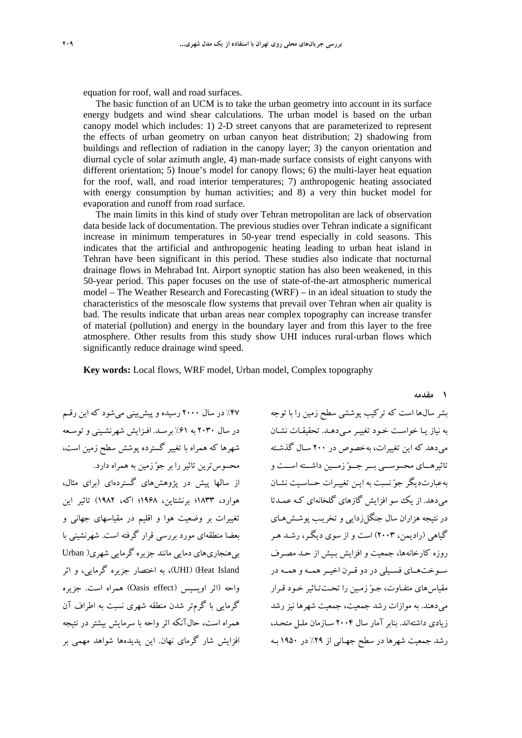equation for roof, wall and road surfaces.

The basic function of an UCM is to take the urban geometry into account in its surface energy budgets and wind shear calculations. The urban model is based on the urban canopy model which includes: 1) 2-D street canyons that are parameterized to represent the effects of urban geometry on urban canyon heat distribution; 2) shadowing from buildings and reflection of radiation in the canopy layer; 3) the canyon orientation and diurnal cycle of solar azimuth angle, 4) man-made surface consists of eight canyons with different orientation; 5) Inoue's model for canopy flows; 6) the multi-layer heat equation for the roof, wall, and road interior temperatures; 7) anthropogenic heating associated with energy consumption by human activities; and 8) a very thin bucket model for evaporation and runoff from road surface.

The main limits in this kind of study over Tehran metropolitan are lack of observation data beside lack of documentation. The previous studies over Tehran indicate a significant increase in minimum temperatures in 50-year trend especially in cold seasons. This indicates that the artificial and anthropogenic heating leading to urban heat island in Tehran have been significant in this period. These studies also indicate that nocturnal drainage flows in Mehrabad Int. Airport synoptic station has also been weakened, in this 50-year period. This paper focuses on the use of state-of-the-art atmospheric numerical model – The Weather Research and Forecasting (WRF) – in an ideal situation to study the characteristics of the mesoscale flow systems that prevail over Tehran when air quality is bad. The results indicate that urban areas near complex topography can increase transfer of material (pollution) and energy in the boundary layer and from this layer to the free atmosphere. Other results from this study show UHI induces rural-urban flows which significantly reduce drainage wind speed.

**Key words:** Local flows, WRF model, Urban model, Complex topography

## ۱ مقدمه

بشر سال‌ها است که ترکیب پوششی سطح زمین را با توجه به نیاز یا خواست خود تغییر می‌دهد. تحقیقات نشان می‌دهد که این تغییرات، به‌خصوص در ۲۰۰ سال گذشته تاثیرهای محسوسی بر جوّ زمین داشته است و به‌عبارت‌دیگر جوّ نسبت به این تغییرات حساسیت نشان می‌دهد. از یک سو افزایش گازهای گلخانه‌ای که عمدتا در نتیجه هزاران سال جنگل‌زدایی و تخریب پوشش‌های گیاهی (رادیمن، ۲۰۰۳) است و از سوی دیگر، رشد هر روزه کارخانه‌ها، جمعیت و افزایش بیش از حد مصرف سوخت‌های فسیلی در دو قرن اخیر همه و همه در مقیاس‌های متفاوت، جوّ زمین را تحت‌تاثیر خود قرار می‌دهند. به موازات رشد جمعیت، جمعیت شهرها نیز رشد زیادی داشته‌اند. بنابر آمار سال ۲۰۰۴ سازمان ملل متحد، رشد جمعیت شهرها در سطح جهانی از ۲۹٪ در ۱۹۵۰ به ۴۷٪ در سال ۲۰۰۰ رسیده و پیش‌بینی می‌شود که این رقم در سال ۲۰۳۰ به ۶۱٪ برسد. افزایش شهرنشینی و توسعه شهرها که همراه با تغییر گسترده پوشش سطح زمین است، محسوس‌ترین تاثیر را بر جوّ زمین به همراه دارد.

از سالها پیش در پژوهش‌های گسترده‌ای (برای مثال، هوارد، ۱۸۳۳؛ برنشتاین، ۱۹۶۸؛ اکه، ۱۹۸۲) تاثیر این تغییرات بر وضعیت هوا و اقلیم در مقیاسهای جهانی و بعضا منطقه‌ای مورد بررسی قرار گرفته است. شهرنشینی با بی‌هنجاری‌های دمایی مانند جزیره گرمایی شهری( Urban Heat Island) (UHI)، به اختصار جزیره گرمایی، و اثر واحه (اثر اویسیس (Oasis effect) همراه است. جزیره گرمایی با گرم‌تر شدن منطقه شهری نسبت به اطراف آن همراه است، حال‌آنکه اثر واحه با سرمایش بیشتر در نتیجه افزایش شار گرمای نهان. این پدیده‌ها شواهد مهمی بر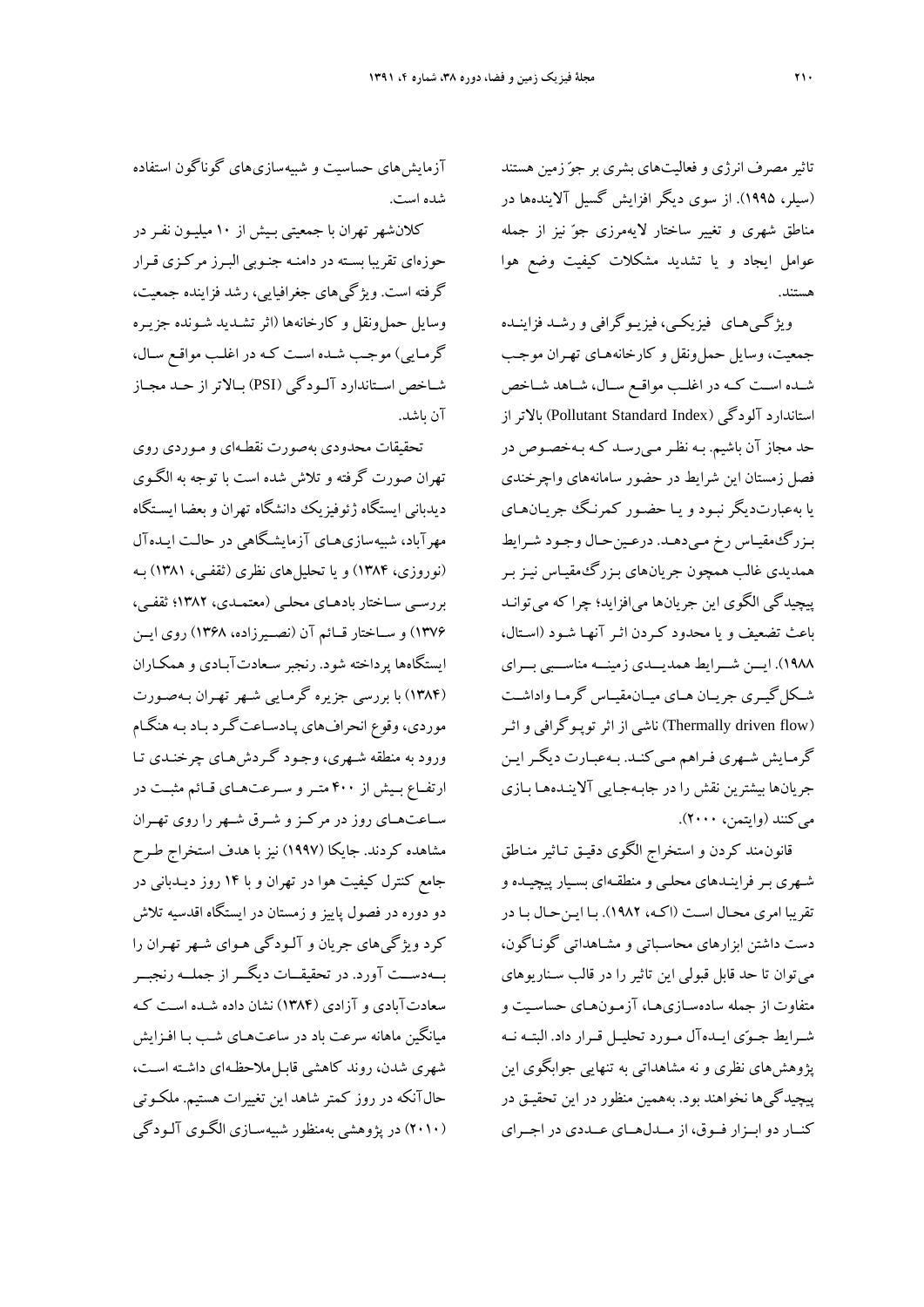تاثیر مصرف انرژی و فعالیت‌های بشری بر جوّ زمین هستند (سیلر، ۱۹۹۵). از سوی دیگر افزایش گسیل آلاینده‌ها در مناطق شهری و تغییر ساختار لایه‌مرزی جوّ نیز از جمله عوامل ایجاد و یا تشدید مشکلات کیفیت وضع هوا هستند.

ویژگی‌های فیزیکی، فیزیوگرافی و رشد فزاینده جمعیت، وسایل حمل‌ونقل و کارخانه‌های تهران موجب شده است که در اغلب مواقع سال، شاهد شاخص استاندارد آلودگی (Pollutant Standard Index) بالاتر از حد مجاز آن باشیم. به نظر می‌رسد که به‌خصوص در فصل زمستان این شرایط در حضور سامانه‌های واچرخندی یا به‌عبارت‌دیگر نبود و یا حضور کمرنگ جریان‌های بزرگ‌مقیاس رخ می‌دهد. درعین‌حال وجود شرایط همدیدی غالب همچون جریان‌های بزرگ‌مقیاس نیز بر پیچیدگی الگوی این جریان‌ها می‌افزاید؛ چرا که می‌توانند باعث تضعیف و یا محدود کردن اثر آنها شود (استال، ۱۹۸۸). این شرایط همدیدی زمینه مناسبی برای شکل‌گیری جریان های میان‌مقیاس گرما واداشت (Thermally driven flow) ناشی از اثر توپوگرافی و اثر گرمایش شهری فراهم می‌کند. به‌عبارت دیگر این جریان‌ها بیشترین نقش را در جابه‌جایی آلاینده‌ها بازی می‌کنند (وایتمن، ۲۰۰۰).

قانون‌مند کردن و استخراج الگوی دقیق تاثیر مناطق شهری بر فرایندهای محلی و منطقه‌ای بسیار پیچیده و تقریبا امری محال است (اکه، ۱۹۸۲). با این‌حال با در دست داشتن ابزارهای محاسباتی و مشاهداتی گوناگون، می‌توان تا حد قابل قبولی این تاثیر را در قالب سناریوهای متفاوت از جمله ساده‌سازی‌ها، آزمون‌های حساسیت و شرایط جوّی ایده‌آل مورد تحلیل قرار داد. البته نه پژوهش‌های نظری و نه مشاهداتی به تنهایی جوابگوی این پیچیدگی‌ها نخواهند بود. به‌همین منظور در این تحقیق در کنار دو ابزار فوق، از مدل‌های عددی در اجرای آزمایش‌های حساسیت و شبیه‌سازی‌های گوناگون استفاده شده است.

کلان‌شهر تهران با جمعیتی بیش از ۱۰ میلیون نفر در حوزه‌ای تقریبا بسته در دامنه جنوبی البرز مرکزی قرار گرفته است. ویژگی‌های جغرافیایی، رشد فزاینده جمعیت، وسایل حمل‌ونقل و کارخانه‌ها (اثر تشدید شونده جزیره گرمایی) موجب شده است که در اغلب مواقع سال، شاخص استاندارد آلودگی (PSI) بالاتر از حد مجاز آن باشد.

تحقیقات محدودی به‌صورت نقطه‌ای و موردی روی تهران صورت گرفته و تلاش شده است با توجه به الگوی دیدبانی ایستگاه ژئوفیزیک دانشگاه تهران و بعضا ایستگاه مهرآباد، شبیه‌سازی‌های آزمایشگاهی در حالت ایده‌آل (نوروزی، ۱۳۸۴) و یا تحلیل‌های نظری (ثقفی، ۱۳۸۱) به بررسی ساختار بادهای محلی (معتمدی، ۱۳۸۲؛ ثقفی، ۱۳۷۶) و ساختار قائم آن (نصیرزاده، ۱۳۶۸) روی این ایستگاه‌ها پرداخته شود. رنجبر سعادت‌آبادی و همکاران (۱۳۸۴) با بررسی جزیره گرمایی شهر تهران به‌صورت موردی، وقوع انحراف‌های پادساعت‌گرد باد به هنگام ورود به منطقه شهری، وجود گردش‌های چرخندی تا ارتفاع بیش از ۴۰۰ متر و سرعت‌های قائم مثبت در ساعت‌های روز در مرکز و شرق شهر را روی تهران مشاهده کردند. جایکا (۱۹۹۷) نیز با هدف استخراج طرح جامع کنترل کیفیت هوا در تهران و با ۱۴ روز دیدبانی در دو دوره در فصول پاییز و زمستان در ایستگاه اقدسیه تلاش کرد ویژگی‌های جریان و آلودگی هوای شهر تهران را به‌دست آورد. در تحقیقات دیگر از جمله رنجبر سعادت‌آبادی و آزادی (۱۳۸۴) نشان داده شده است که میانگین ماهانه سرعت باد در ساعت‌های شب با افزایش شهری شدن، روند کاهشی قابل‌ملاحظه‌ای داشته است، حال‌آنکه در روز کمتر شاهد این تغییرات هستیم. ملکوتی (۲۰۱۰) در پژوهشی به‌منظور شبیه‌سازی الگوی آلودگی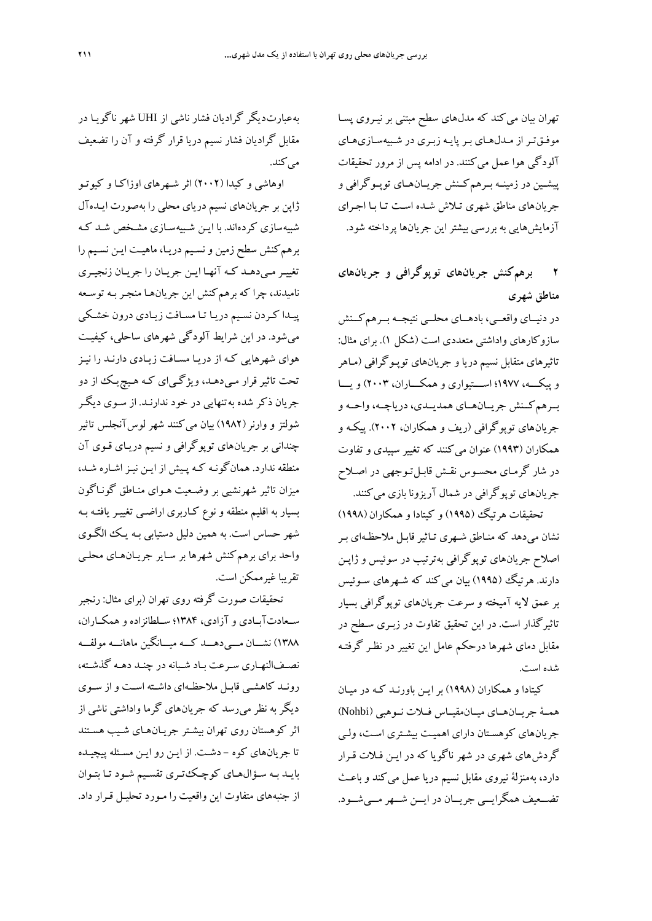تهران بیان می‌کند که مدل‌های سطح مبتنی بر نیروی پسا موفق‌تر از مدل‌های بر پایه زبری در شبیه‌سازی‌های آلودگی هوا عمل می‌کنند. در ادامه پس از مرور تحقیقات پیشین در زمینه برهم‌کنش جریان‌های توپوگرافی و جریان‌های مناطق شهری تلاش شده است تا با اجرای آزمایش‌هایی به بررسی بیشتر این جریان‌ها پرداخته شود.

## ۲ برهم‌کنش جریان‌های توپوگرافی و جریان‌های مناطق شهری

در دنیای واقعی، بادهای محلی نتیجه برهم‌کنش سازوکارهای واداشتی متعددی است (شکل ۱). برای مثال: تاثیرهای متقابل نسیم دریا و جریان‌های توپوگرافی (ماهر و پیک، ۱۹۷۷؛ استیواری و همکاران، ۲۰۰۳) و یا برهم‌کنش جریان‌های همدیدی، دریاچه، واحه و جریان‌های توپوگرافی (ریف و همکاران، ۲۰۰۲). پیک و همکاران (۱۹۹۳) عنوان می‌کنند که تغییر سپیدی و تفاوت در شار گرمای محسوس نقش قابل توجهی در اصلاح جریان‌های توپوگرافی در شمال آریزونا بازی می‌کنند.

تحقیقات هرتیگ (۱۹۹۵) و کیتادا و همکاران (۱۹۹۸) نشان می‌دهد که مناطق شهری تاثیر قابل ملاحظه‌ای بر اصلاح جریان‌های توپوگرافی به‌ترتیب در سوئیس و ژاپن دارند. هرتیگ (۱۹۹۵) بیان می‌کند که شهرهای سوئیس بر عمق لایه آمیخته و سرعت جریان‌های توپوگرافی بسیار تاثیرگذار است. در این تحقیق تفاوت در زبری سطح در مقابل دمای شهرها درحکم عامل این تغییر در نظر گرفته شده است.

کیتادا و همکاران (۱۹۹۸) بر این باورند که در میان همهٔ جریان‌های میان‌مقیاس فلات نوهبی (Nohbi) جریان‌های کوهستان دارای اهمیت بیشتری است، ولی گردش‌های شهری در شهر ناگویا که در این فلات قرار دارد، به‌منزلهٔ نیروی مقابل نسیم دریا عمل می‌کند و باعث تضعیف همگرایی جریان در این شهر می‌شود.

به‌عبارت‌دیگر گرادیان فشار ناشی از UHI شهر ناگویا در مقابل گرادیان فشار نسیم دریا قرار گرفته و آن را تضعیف می‌کند.

اوهاشی و کیدا (۲۰۰۲) اثر شهرهای اوزاکا و کیوتو ژاپن بر جریان‌های نسیم دریای محلی را به‌صورت ایده‌آل شبیه‌سازی کرده‌اند. با این شبیه‌سازی مشخص شد که برهم‌کنش سطح زمین و نسیم دریا، ماهیت این نسیم را تغییر می‌دهد که آنها این جریان را جریان زنجیری نامیدند، چرا که برهم‌کنش این جریان‌ها منجر به توسعه پیدا کردن نسیم دریا تا مسافت زیادی درون خشکی می‌شود. در این شرایط آلودگی شهرهای ساحلی، کیفیت هوای شهرهایی که از دریا مسافت زیادی دارند را نیز تحت تاثیر قرار می‌دهد، ویژگی‌ای که هیچ‌یک از دو جریان ذکر شده به‌تنهایی در خود ندارند. از سوی دیگر شولتز و وارنر (۱۹۸۲) بیان می‌کنند شهر لوس‌آنجلس تاثیر چندانی بر جریان‌های توپوگرافی و نسیم دریای قوی آن منطقه ندارد. همان‌گونه که پیش از این نیز اشاره شد، میزان تاثیر شهرنشینی بر وضعیت هوای مناطق گوناگون بسیار به اقلیم منطقه و نوع کاربری اراضی تغییر یافته به شهر حساس است. به همین دلیل دستیابی به یک الگوی واحد برای برهم‌کنش شهرها بر سایر جریان‌های محلی تقریبا غیرممکن است.

تحقیقات صورت گرفته روی تهران (برای مثال: رنجبر سعادت‌آبادی و آزادی، ۱۳۸۴؛ سلطانزاده و همکاران، ۱۳۸۸) نشان می‌دهد که میانگین ماهانه مولفه نصف‌النهاری سرعت باد شبانه در چند دهه گذشته، روند کاهشی قابل ملاحظه‌ای داشته است و از سوی دیگر به نظر می‌رسد که جریان‌های گرما واداشتی ناشی از اثر کوهستان روی تهران بیشتر جریان‌های شیب هستند تا جریان‌های کوه - دشت. از این رو این مسئله پیچیده باید به سؤال‌های کوچک‌تری تقسیم شود تا بتوان از جنبه‌های متفاوت این واقعیت را مورد تحلیل قرار داد.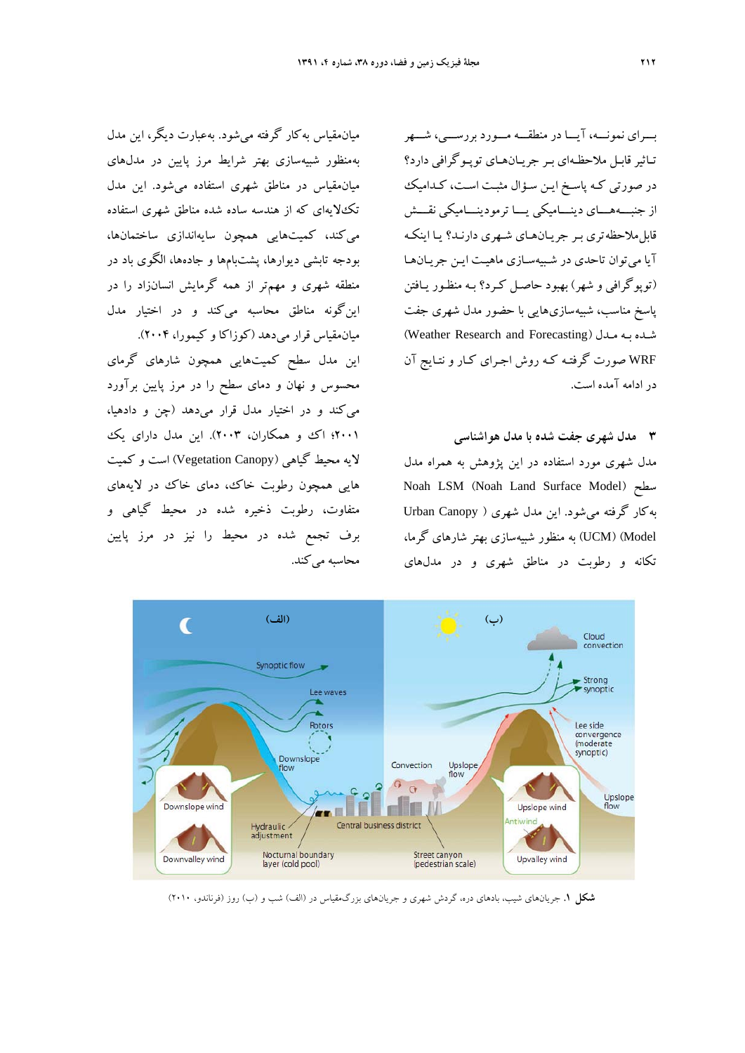بـرای نمونـه، آیـا در منطقـه مـورد بررسـی، شـهر تـاثیر قابـل ملاحظـه‌ای بـر جریـان‌هـای توپـوگرافی دارد؟ در صورتی کـه پاسـخ ایـن سـؤال مثبـت اسـت، کـدامیک از جنبـه‌هـای دینـامیکی یـا ترمودینـامیکی نقـش قابل‌ملاحظه‌تری بـر جریـان‌هـای شـهری دارنـد؟ یـا اینکـه آیا می‌توان تاحدی در شـبیه‌سـازی ماهیـت ایـن جریـان‌هـا (توپوگرافی و شهر) بهبود حاصـل کـرد؟ بـه منظـور یـافتن پاسخ مناسب، شبیه‌سازی‌هایی با حضـور مدل شهری جفت شـده بـه مـدل (Weather Research and Forecasting) WRF صورت گرفتـه کـه روش اجـرای کـار و نتـایج آن در ادامه آمده است.

## ۳ مدل شهری جفت شده با مدل هواشناسی

مدل شهری مورد استفاده در این پژوهش به همراه مدل سطح Noah LSM (Noah Land Surface Model) به‌کار گرفته می‌شود. این مدل شهری (Urban Canopy Model) (UCM) به منظور شبیه‌سازی بهتر شارهای گرما، تکانه و رطوبت در مناطق شهری و در مدل‌های میان‌مقیاس به‌کار گرفته می‌شود. به‌عبارت دیگر، این مدل به‌منظور شبیه‌سازی بهتر شرایط مرز پایین در مدل‌های میان‌مقیاس در مناطق شهری استفاده می‌شود. این مدل تک‌لایه‌ای که از هندسه ساده شده مناطق شهری استفاده می‌کند، کمیت‌هایی همچون سایه‌اندازی ساختمان‌ها، بودجه تابشی دیوارها، پشت‌بام‌ها و جاده‌ها، الگوی باد در منطقه شهری و مهم‌تر از همه گرمایش انسان‌زاد را در این‌گونه مناطق محاسبه می‌کند و در اختیار مدل میان‌مقیاس قرار می‌دهد (کوزاکا و کیمورا، ۲۰۰۴).

این مدل سطح کمیت‌هایی همچون شارهای گرمای محسوس و نهان و دمای سطح را در مرز پایین برآورد می‌کند و در اختیار مدل قرار می‌دهد (چن و دادهیا، ۲۰۰۱؛ اک و همکاران، ۲۰۰۳). این مدل دارای یک لایه محیط گیاهی (Vegetation Canopy) است و کمیت هایی همچون رطوبت خاک، دمای خاک در لایه‌های متفاوت، رطوبت ذخیره شده در محیط گیاهی و برف تجمع شده در محیط را نیز در مرز پایین محاسبه می‌کند.

**شکل ۱.** جریان‌های شیب، بادهای دره، گردش شهری و جریان‌های بزرگ‌مقیاس در (الف) شب و (ب) روز (فرناندو، ۲۰۱۰)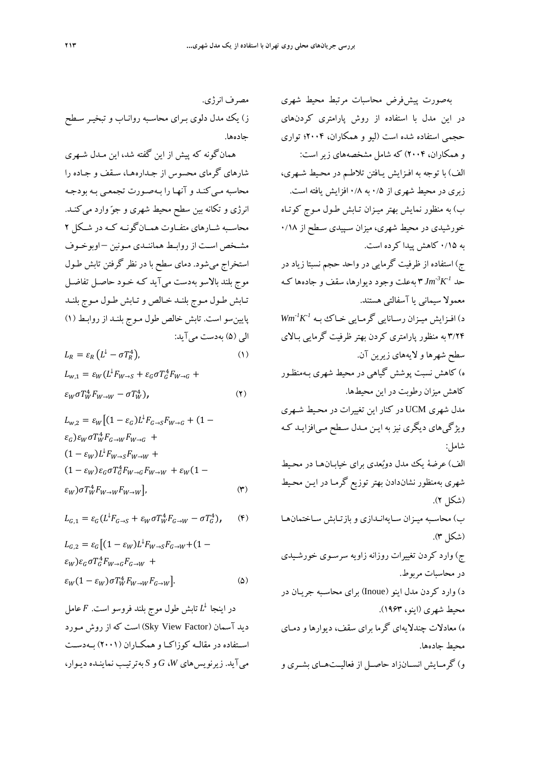به‌صورت پیش‌فرض محاسبات مرتبط محیط شهری در این مدل با استفاده از روش پارامتری کردن‌های حجمی استفاده شده است (لیو و همکاران، ۲۰۰۴؛ تواری و همکاران، ۲۰۰۴) که شامل مشخصه‌های زیر است:

الف) با توجه به افزایش یافتن تلاطم در محیط شهری، زبری در محیط شهری از ۰/۵ به ۰/۸ افزایش یافته است.

ب) به منظور نمایش بهتر میزان تابش طول موج کوتاه خورشیدی در محیط شهری، میزان سپیدی سطح از ۰/۱۸ به ۰/۱۵ کاهش پیدا کرده است.

ج) استفاده از ظرفیت گرمایی در واحد حجم نسبتا زیاد در حد ۳ $Jm^{-3}K^{-1}$ به‌علت وجود دیوارها، سقف و جاده‌ها که معمولا سیمانی یا آسفالتی هستند.

د) افزایش میزان رسانایی گرمایی خاک به $Wm^{-1}K^{-1}$ ۳/۲۴ به منظور پارامتری کردن بهتر ظرفیت گرمایی بالای سطح شهرها و لایه‌های زیرین آن.

ه) کاهش نسبت پوشش گیاهی در محیط شهری به‌منظور کاهش میزان رطوبت در این محیط‌ها.

مدل شهری UCM در کنار این تغییرات در محیط شهری ویژگی‌های دیگری نیز به این مدل سطح می‌افزاید که شامل:

الف) عرضهٔ یک مدل دوبُعدی برای خیابان‌ها در محیط شهری به‌منظور نشان‌دادن بهتر توزیع گرما در این محیط (شکل ۲).

ب) محاسبه میزان سایه‌اندازی و بازتابش ساختمان‌ها (شکل ۳).

ج) وارد کردن تغییرات روزانه زاویه سرسوی خورشیدی در محاسبات مربوط.

د) وارد کردن مدل اینو (Inoue) برای محاسبه جریان در محیط شهری (اینو، ۱۹۶۳).

ه) معادلات چندلایه‌ای گرما برای سقف، دیوارها و دمای محیط جاده‌ها.

و) گرمایش انسان‌زاد حاصل از فعالیت‌های بشری و مصرف انرژی.

ز) یک مدل دلوی برای محاسبه رواناب و تبخیر سطح جاده‌ها.

همان‌گونه که پیش از این گفته شد، این مدل شهری شارهای گرمای محسوس از جداره‌ها، سقف و جاده را محاسبه می‌کند و آنها را به‌صورت تجمعی به بودجه انرژی و تکانه بین سطح محیط شهری و جوّ وارد می‌کند. محاسبه شارهای متفاوت همان‌گونه که در شکل ۲ مشخص است از روابط همانندی مونین –اوبوخوف استخراج می‌شود. دمای سطح با در نظر گرفتن تابش طول موج بلند بالاسو به‌دست می‌آید که خود حاصل تفاضل تابش طول موج بلند خالص و تابش طول موج بلند پایین‌سو است. تابش خالص طول موج بلند از روابط (۱) الی (۵) به‌دست می‌آید:

$$L_R = \varepsilon_R\left(L^{\downarrow} - \sigma T_R^4\right), \qquad (۱)$$

$$L_{W,1} = \varepsilon_W\left(L^{\downarrow}F_{W\to S} + \varepsilon_G \sigma T_G^4 F_{W\to G} + \varepsilon_W \sigma T_W^4 F_{W\to W} - \sigma T_W^4\right), \qquad (۲)$$

$$L_{W,2} = \varepsilon_W\big[(1-\varepsilon_G)L^{\downarrow}F_{G\to S}F_{W\to G} + (1-\varepsilon_G)\varepsilon_W \sigma T_W^4 F_{G\to W}F_{W\to G} + (1-\varepsilon_W)L^{\downarrow}F_{W\to S}F_{W\to W} + (1-\varepsilon_W)\varepsilon_G \sigma T_G^4 F_{W\to G}F_{W\to W} + \varepsilon_W(1-\varepsilon_W)\sigma T_W^4 F_{W\to W}F_{W\to W}\big], \qquad (۳)$$

$$L_{G,1} = \varepsilon_G\left(L^{\downarrow}F_{G\to S} + \varepsilon_W \sigma T_W^4 F_{G\to W} - \sigma T_G^4\right), \qquad (۴)$$

$$L_{G,2} = \varepsilon_G\big[(1-\varepsilon_W)L^{\downarrow}F_{W\to S}F_{G\to W} + (1-\varepsilon_W)\varepsilon_G \sigma T_G^4 F_{W\to G}F_{G\to W} + \varepsilon_W(1-\varepsilon_W)\sigma T_W^4 F_{W\to W}F_{G\to W}\big]. \qquad (۵)$$

در اینجا $L^{\downarrow}$ تابش طول موج بلند فروسو است. $F$ عامل دید آسمان (Sky View Factor) است که از روش مورد استفاده در مقاله کوزاکا و همکاران (۲۰۰۱) به‌دست می‌آید. زیرنویس‌های $W$، $G$ و $S$ به‌ترتیب نماینده دیوار،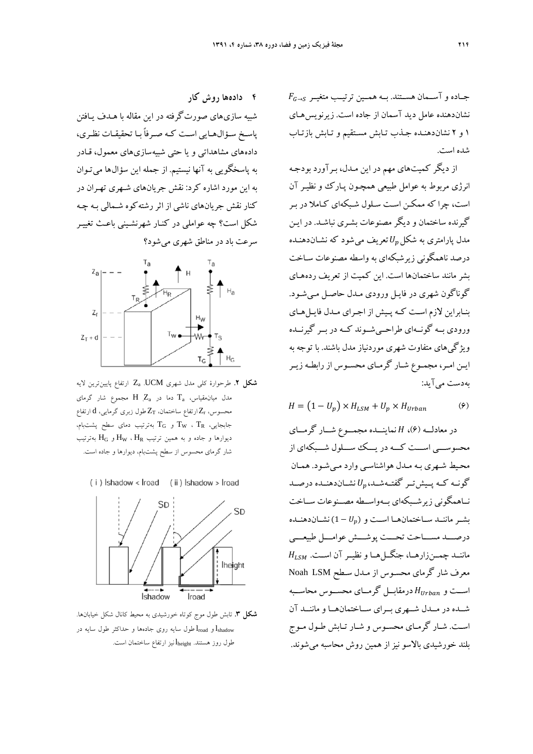جاده و آسمان هستند. به همین ترتیب متغیر $F_{G\rightarrow S}$ نشان‌دهنده عامل دید آسمان از جاده است. زیرنویس‌های ۱ و ۲ نشان‌دهنده جذب تابش مستقیم و تابش بازتاب شده است.

از دیگر کمیت‌های مهم در این مدل، برآورد بودجه انرژی مربوط به عوامل طبیعی همچون پارک و نظیر آن است، چرا که ممکن است سلول شبکه‌ای کاملا در بر گیرنده ساختمان و دیگر مصنوعات بشری نباشد. در این مدل پارامتری به شکل $U_p$ تعریف می‌شود که نشان‌دهنده درصد ناهمگونی زیرشبکه‌ای به واسطه مصنوعات ساخت بشر مانند ساختمان‌ها است. این کمیت از تعریف رده‌های گوناگون شهری در فایل ورودی مدل حاصل می‌شود. بنابراین لازم است که پیش از اجرای مدل فایل‌های ورودی به گونه‌ای طراحی‌شوند که در بر گیرنده ویژگی‌های متفاوت شهری موردنیاز مدل باشند. با توجه به این امر، مجموع شار گرمای محسوس از رابطه زیر به‌دست می‌آید:

$$H = \left(1 - U_p\right) \times H_{LSM} + U_p \times H_{Urban} \qquad (۶)$$

در معادله (۶)، $H$ نماینده مجموع شار گرمای محسوسی است که در یک سلول شبکه‌ای از محیط شهری به مدل هواشناسی وارد می‌شود. همان گونه که پیش‌تر گفته‌شد، $U_p$ نشان‌دهنده درصد ناهمگونی زیرشبکه‌ای به‌واسطه مصنوعات ساخت بشر مانند ساختمان‌ها است و $(1 - U_p)$ نشان‌دهنده درصد مساحت تحت پوشش عوامل طبیعی مانند چمن‌زارها، جنگل‌ها و نظیر آن است. $H_{LSM}$ معرف شار گرمای محسوس از مدل سطح Noah LSM است و $H_{Urban}$ درمقابل گرمای محسوس محاسبه شده در مدل شهری برای ساختمان‌ها و مانند آن است. شار گرمای محسوس و شار تابش طول موج بلند خورشیدی بالاسو نیز از همین روش محاسبه می‌شوند.

## ۴ داده‌ها و روش کار

شبیه سازی‌های صورت‌گرفته در این مقاله با هدف یافتن پاسخ سؤال‌هایی است که صرفاً با تحقیقات نظری، داده‌های مشاهداتی و یا حتی شبیه‌سازی‌های معمول، قادر به پاسخگویی به آنها نیستیم. از جمله این سؤال‌ها می‌توان به این مورد اشاره کرد: نقش جریان‌های شهری تهران در کنار نقش جریان‌های ناشی از اثر رشته‌کوه شمالی به چه شکل است؟ چه عواملی در کنار شهرنشینی باعث تغییر سرعت باد در مناطق شهری می‌شود؟

**شکل ۲.** طرحوارهٔ کلی مدل شهری UCM. $Z_a$ ارتفاع پایین‌ترین لایه مدل میان‌مقیاس، $T_a$ دما در $Z_a$، $H$ مجموع شار گرمای محسوس، $Z_r$ ارتفاع ساختمان، $Z_T$ طول زبری گرمایی، d ارتفاع جابجایی، $T_R$، $T_W$ و $T_G$ به‌ترتیب دمای سطح پشت‌بام، دیوارها و جاده و به همین ترتیب $H_R$، $H_W$ و $H_G$ به‌ترتیب شار گرمای محسوس از سطح پشت‌بام، دیوارها و جاده است.

**شکل ۳.** تابش طول موج کوتاه خورشیدی به محیط کانال شکل خیابان‌ها. $l_{road}$ و $l_{shadow}$ طول سایه روی جاده‌ها و حداکثر طول سایه در طول روز هستند. $l_{height}$ نیز ارتفاع ساختمان است.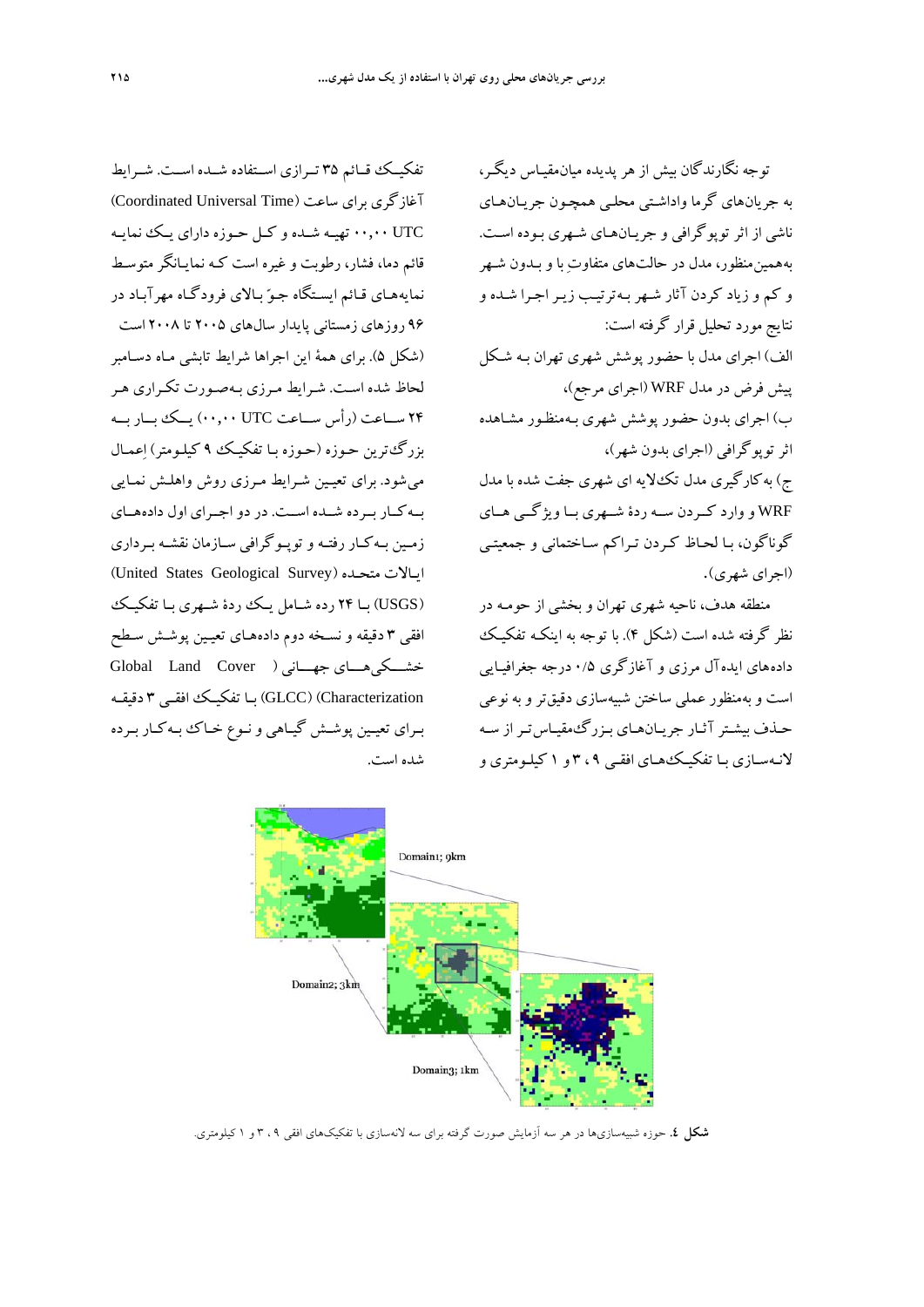توجه نگارندگان بیش از هر پدیده میان‌مقیاس دیگر، به جریان‌های گرما واداشتی محلی همچون جریان‌های ناشی از اثر توپوگرافی و جریان‌های شهری بوده است. به‌همین‌منظور، مدل در حالت‌های متفاوتِ با و بدون شهر و کم و زیاد کردن آثار شهر به‌ترتیب زیر اجرا شده و نتایج مورد تحلیل قرار گرفته است:

الف) اجرای مدل با حضور پوشش شهری تهران به شکل پیش فرض در مدل WRF (اجرای مرجع)،

ب) اجرای بدون حضور پوشش شهری به‌منظور مشاهده اثر توپوگرافی (اجرای بدون شهر)،

ج) به کارگیری مدل تک‌لایه ای شهری جفت شده با مدل WRF و وارد کردن سه ردهٔ شهری با ویژگی های گوناگون، با لحاظ کردن تراکم ساختمانی و جمعیتی (اجرای شهری).

منطقه هدف، ناحیه شهری تهران و بخشی از حومه در نظر گرفته شده است (شکل ۴). با توجه به اینکه تفکیک داده‌های ایده‌آل مرزی و آغازگری ۰/۵ درجه جغرافیایی است و به‌منظور عملی ساختن شبیه‌سازی دقیق‌تر و به نوعی حذف بیشتر آثار جریان‌های بزرگ‌مقیاس‌تر از سه لانه‌سازی با تفکیک‌های افقی ۹، ۳ و ۱ کیلومتری و تفکیک قائم ۳۵ ترازی استفاده شده است. شرایط آغازگری برای ساعت (Coordinated Universal Time) UTC ۰۰,۰۰ تهیه شده و کل حوزه دارای یک نمایه قائم دما، فشار، رطوبت و غیره است که نمایانگر متوسط نمایه‌های قائم ایستگاه جوّ بالای فرودگاه مهرآباد در ۹۶ روزهای زمستانی پایدار سال‌های ۲۰۰۵ تا ۲۰۰۸ است (شکل ۵). برای همهٔ این اجراها شرایط تابشی ماه دسامبر لحاظ شده است. شرایط مرزی به‌صورت تکراری هر ۲۴ ساعت (رأس ساعت UTC ۰۰,۰۰) یک بار به بزرگ‌ترین حوزه (حوزه با تفکیک ۹ کیلومتر) اِعمال می‌شود. برای تعیین شرایط مرزی روش واهلش نمایی به‌کار برده شده است. در دو اجرای اول داده‌های زمین به‌کار رفته و توپوگرافی سازمان نقشه برداری ایالات متحده (United States Geological Survey) (USGS) با ۲۴ رده شامل یک ردهٔ شهری با تفکیک افقی ۳ دقیقه و نسخه دوم داده‌های تعیین پوشش سطح خشکی‌های جهانی ( Global Land Cover (GLCC) (Characterization با تفکیک افقی ۳ دقیقه برای تعیین پوشش گیاهی و نوع خاک به‌کار برده شده است.

**شکل ٤.** حوزه شبیه‌سازی‌ها در هر سه آزمایش صورت گرفته برای سه لانه‌سازی با تفکیک‌های افقی ۹، ۳ و ۱ کیلومتری.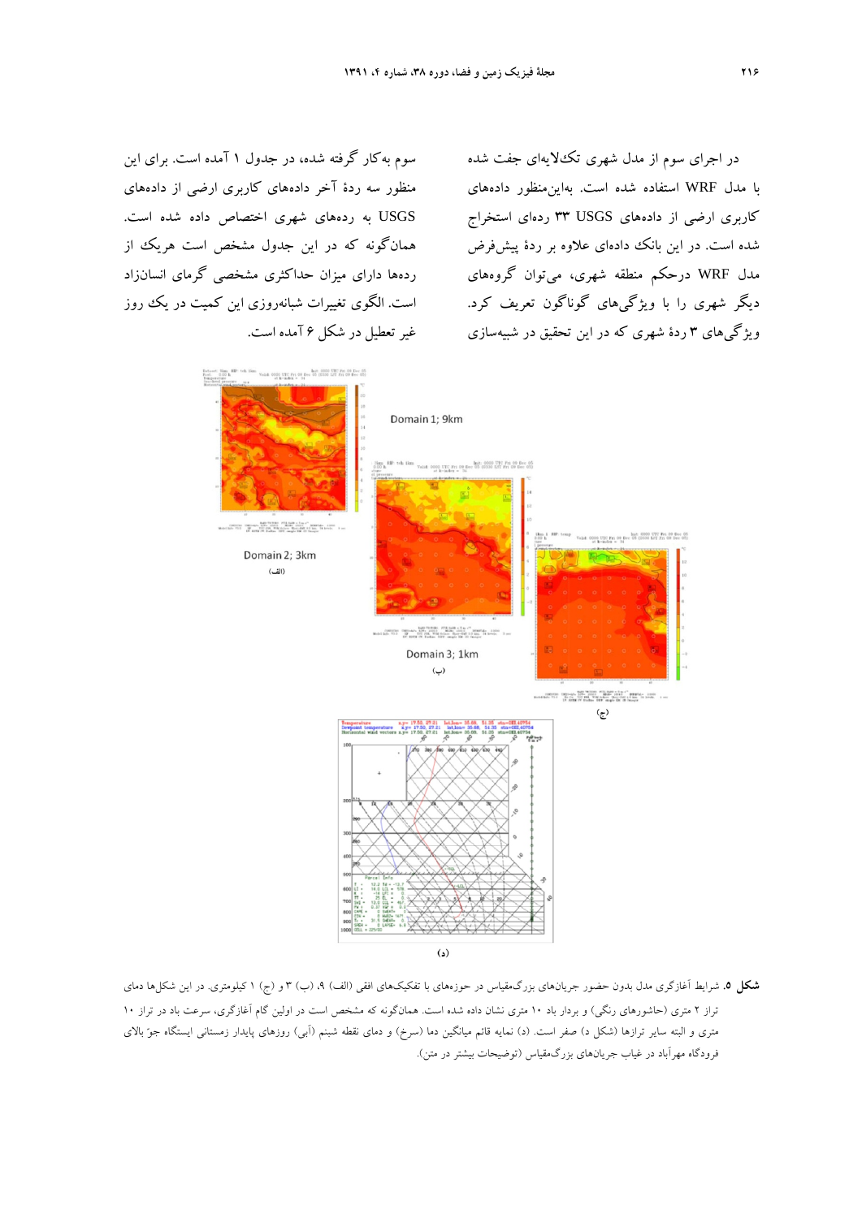در اجرای سوم از مدل شهری تک‌لایه‌ای جفت شده با مدل WRF استفاده شده است. به‌این‌منظور داده‌های کاربری ارضی از داده‌های USGS ۳۳ رده‌ای استخراج شده است. در این بانک داده‌ای علاوه بر ردهٔ پیش‌فرض مدل WRF درحکم منطقه شهری، می‌توان گروه‌های دیگر شهری را با ویژگی‌های گوناگون تعریف کرد. ویژگی‌های ۳ ردهٔ شهری که در این تحقیق در شبیه‌سازی سوم به‌کار گرفته شده، در جدول ۱ آمده است. برای این منظور سه ردهٔ آخر داده‌های کاربری ارضی از داده‌های USGS به رده‌های شهری اختصاص داده شده است. همان‌گونه که در این جدول مشخص است هریک از رده‌ها دارای میزان حداکثری مشخصی گرمای انسان‌زاد است. الگوی تغییرات شبانه‌روزی این کمیت در یک روز غیر تعطیل در شکل ۶ آمده است.

**شکل ۵.** شرایط آغازگری مدل بدون حضور جریان‌های بزرگ‌مقیاس در حوزه‌های با تفکیک‌های افقی (الف) ۹، (ب) ۳ و (ج) ۱ کیلومتری. در این شکل‌ها دمای تراز ۲ متری (حاشورهای رنگی) و بردار باد ۱۰ متری نشان داده شده است. همان‌گونه که مشخص است در اولین گام آغازگری، سرعت باد در تراز ۱۰ متری و البته سایر ترازها (شکل د) صفر است. (د) نمایه قائم میانگین دما (سرخ) و دمای نقطه شبنم (آبی) روزهای پایدار زمستانی ایستگاه جوّ بالای فرودگاه مهرآباد در غیاب جریان‌های بزرگ‌مقیاس (توضیحات بیشتر در متن).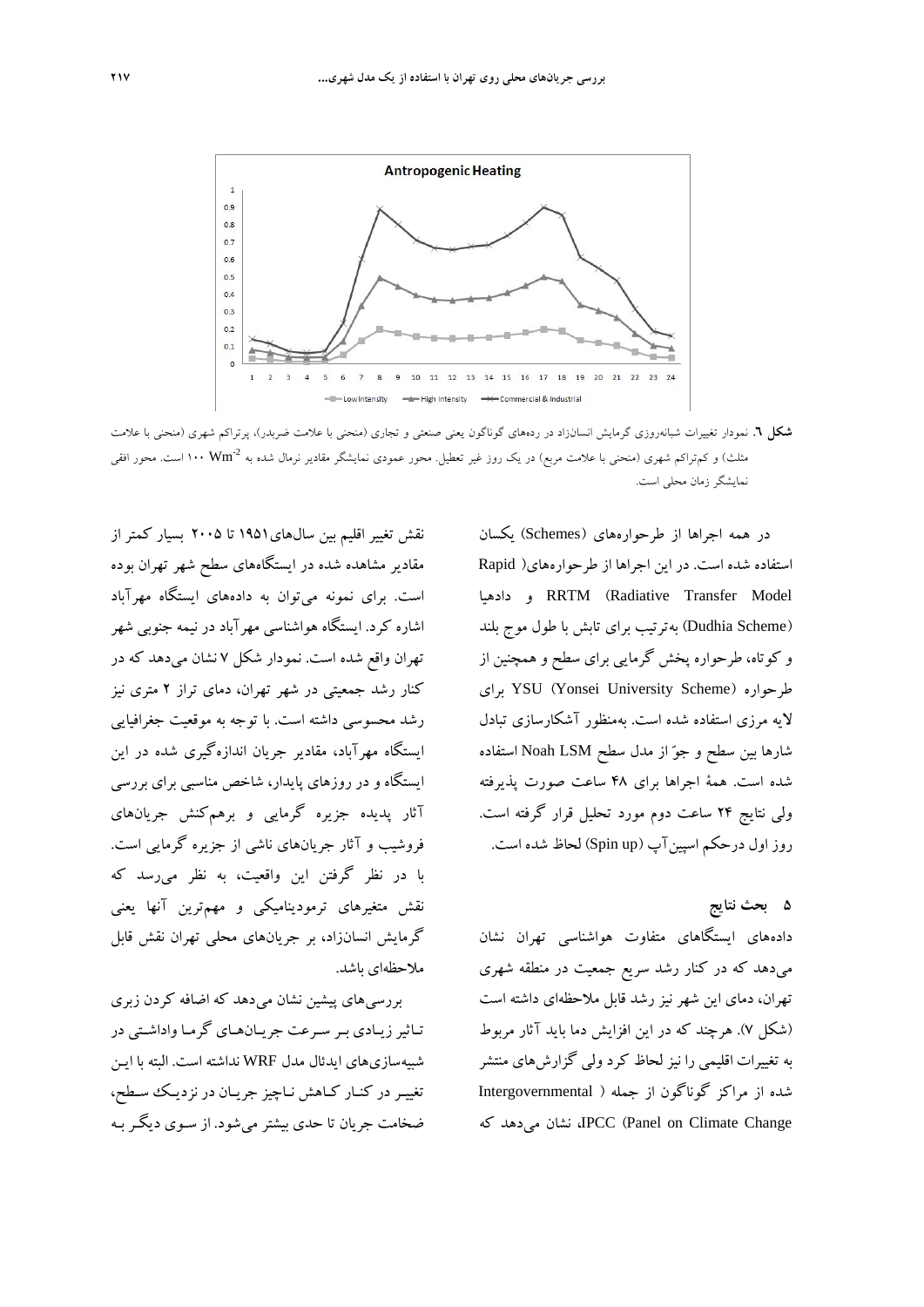**شکل ٦.** نمودار تغییرات شبانه‌روزی گرمایش انسان‌زاد در رده‌های گوناگون یعنی صنعتی و تجاری (منحنی با علامت ضربدر)، پرتراکم شهری (منحنی با علامت مثلث) و کم‌تراکم شهری (منحنی با علامت مربع) در یک روز غیر تعطیل. محور عمودی نمایشگر مقادیر نرمال شده به $100 \ Wm^{-2}$ است. محور افقی نمایشگر زمان محلی است.

در همه اجراها از طرحواره‌های (Schemes) یکسان استفاده شده است. در این اجراها از طرحواره‌های( Rapid RRTM (Radiative Transfer Model و دادهیا (Dudhia Scheme) به‌ترتیب برای تابش با طول موج بلند و کوتاه، طرحواره پخش گرمایی برای سطح و همچنین از طرحواره YSU (Yonsei University Scheme) برای لایه مرزی استفاده شده است. به‌منظور آشکارسازی تبادل شارها بین سطح و جوّ از مدل سطح Noah LSM استفاده شده است. همهٔ اجراها برای ۴۸ ساعت صورت پذیرفته ولی نتایج ۲۴ ساعت دوم مورد تحلیل قرار گرفته است. روز اول درحکم اسپین‌آپ (Spin up) لحاظ شده است.

## ۵ بحث نتایج

داده‌های ایستگاه‌های متفاوت هواشناسی تهران نشان می‌دهد که در کنار رشد سریع جمعیت در منطقه شهری تهران، دمای این شهر نیز رشد قابل ملاحظه‌ای داشته است (شکل ۷). هرچند که در این افزایش دما باید آثار مربوط به تغییرات اقلیمی را نیز لحاظ کرد ولی گزارش‌های منتشر شده از مراکز گوناگون از جمله ( Intergovernmental IPCC (Panel on Climate Change، نشان می‌دهد که نقش تغییر اقلیم بین سال‌های۱۹۵۱ تا ۲۰۰۵ بسیار کمتر از مقادیر مشاهده شده در ایستگاه‌های سطح شهر تهران بوده است. برای نمونه می‌توان به داده‌های ایستگاه مهرآباد اشاره کرد. ایستگاه هواشناسی مهرآباد در نیمه جنوبی شهر تهران واقع شده است. نمودار شکل ۷ نشان می‌دهد که در کنار رشد جمعیتی در شهر تهران، دمای تراز ۲ متری نیز رشد محسوسی داشته است. با توجه به موقعیت جغرافیایی ایستگاه مهرآباد، مقادیر جریان اندازه‌گیری شده در این ایستگاه و در روزهای پایدار، شاخص مناسبی برای بررسی آثار پدیده جزیره گرمایی و برهم‌کنش جریان‌های فروشیب و آثار جریان‌های ناشی از جزیره گرمایی است. با در نظر گرفتن این واقعیت، به نظر می‌رسد که نقش متغیرهای ترمودینامیکی و مهم‌ترین آنها یعنی گرمایش انسان‌زاد، بر جریان‌های محلی تهران نقش قابل ملاحظه‌ای باشد.

بررسی‌های پیشین نشان می‌دهد که اضافه کردن زبری تـاثیر زیـادی بـر سـرعت جریـان‌هـای گرمـا واداشـتی در شبیه‌سازی‌های ایدئال مدل WRF نداشته است. البته با ایـن تغییـر در کنـار کـاهش نـاچیز جریـان در نزدیـک سـطح، ضخامت جریان تا حدی بیشتر می‌شود. از سـوی دیگـر بـه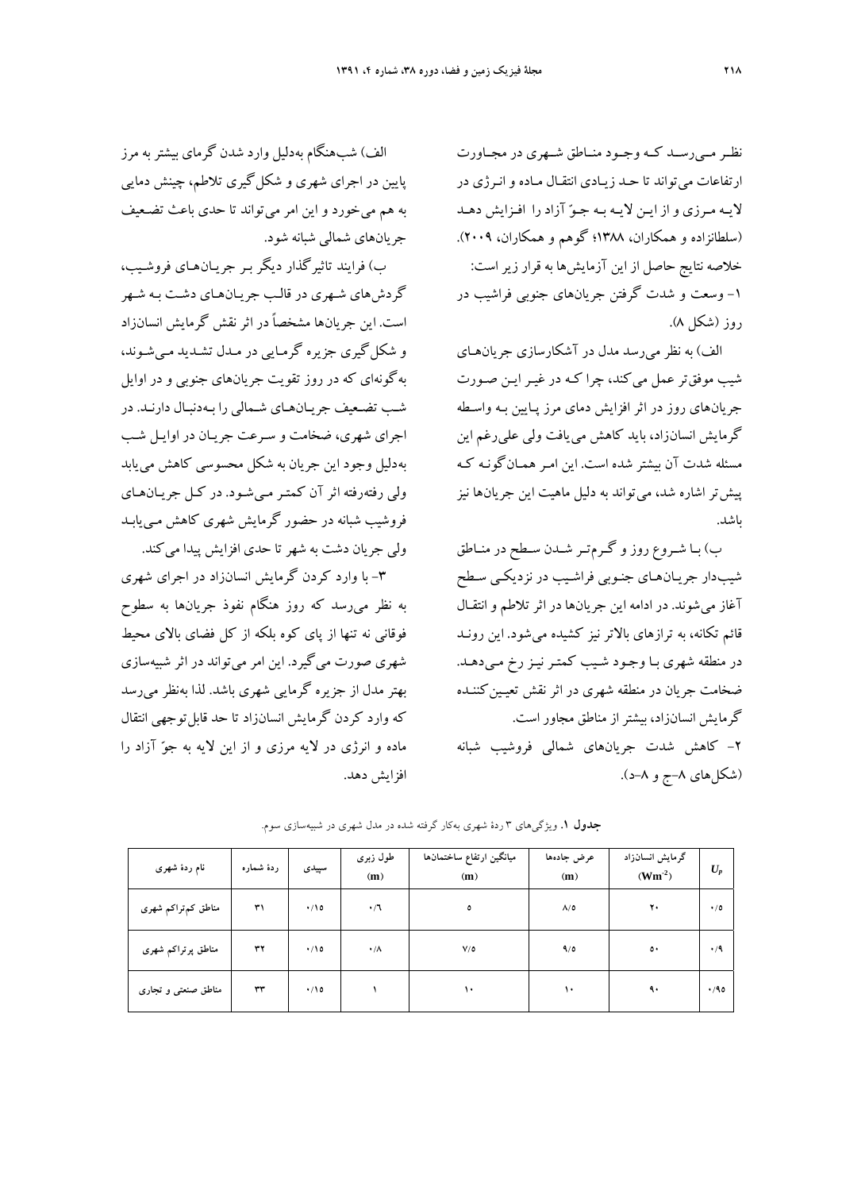نظـر مـی‌رسـد کـه وجـود منـاطق شـهری در مجـاورت ارتفاعات می‌تواند تا حـد زیـادی انتقـال مـاده و انـرژی در لایـه مـرزی و از ایـن لایـه بـه جـوّ آزاد را افـزایش دهـد (سلطانزاده و همکاران، ۱۳۸۸؛ گوهم و همکاران، ۲۰۰۹).

خلاصه نتایج حاصل از این آزمایش‌ها به قرار زیر است:

۱- وسعت و شدت گرفتن جریان‌های جنوبی فراشیب در روز (شکل ۸).

الف) به نظر می‌رسد مدل در آشکارسازی جریان‌هـای شیب موفق‌تر عمل می‌کند، چرا کـه در غیـر ایـن صـورت جریان‌های روز در اثر افزایش دمای مرز پـایین بـه واسـطه گرمایش انسان‌زاد، باید کاهش می‌یافت ولی علی‌رغم این مسئله شدت آن بیشتر شده است. این امـر همـان‌گونـه کـه پیش‌تر اشاره شد، می‌تواند به دلیل ماهیت این جریان‌ها نیز باشد.

ب) بـا شـروع روز و گـرم‌تـر شـدن سـطح در منـاطق شیب‌دار جریـان‌هـای جنـوبی فراشـیب در نزدیکـی سـطح آغاز می‌شوند. در ادامه این جریان‌ها در اثر تلاطم و انتقـال قائم تکانه، به ترازهای بالاتر نیز کشیده می‌شود. این رونـد در منطقه شهری بـا وجـود شـیب کمتـر نیـز رخ مـی‌دهـد. ضخامت جریان در منطقه شهری در اثر نقش تعیـین‌کننـده گرمایش انسان‌زاد، بیشتر از مناطق مجاور است.

۲- کاهش شدت جریان‌های شمالی فروشیب شبانه (شکل‌های ۸-ج و ۸-د).

الف) شب‌هنگام به‌دلیل وارد شدن گرمای بیشتر به مرز پایین در اجرای شهری و شکل‌گیری تلاطم، چینش دمایی به هم می‌خورد و این امر می‌تواند تا حدی باعث تضـعیف جریان‌های شمالی شبانه شود.

ب) فرایند تاثیرگذار دیگر بـر جریـان‌هـای فروشـیب، گردش‌های شـهری در قالـب جریـان‌هـای دشـت بـه شـهر است. این جریان‌ها مشخصاً در اثر نقش گرمایش انسان‌زاد و شکل‌گیری جزیره گرمـایی در مـدل تشـدید مـی‌شـوند، به‌گونه‌ای که در روز تقویت جریان‌های جنوبی و در اوایل شـب تضـعیف جریـان‌هـای شـمالی را بـه‌دنبـال دارنـد. در اجرای شهری، ضخامت و سـرعت جریـان در اوایـل شـب به‌دلیل وجود این جریان به شکل محسوسی کاهش می‌یابد ولی رفته‌رفته اثر آن کمتـر مـی‌شـود. در کـل جریـان‌هـای فروشیب شبانه در حضور گرمایش شهری کاهش مـی‌یابـد ولی جریان دشت به شهر تا حدی افزایش پیدا می‌کند.

۳- با وارد کردن گرمایش انسان‌زاد در اجرای شهری به نظر می‌رسد که روز هنگام نفوذ جریان‌ها به سطوح فوقانی نه تنها از پای کوه بلکه از کل فضای بالای محیط شهری صورت می‌گیرد. این امر می‌تواند در اثر شبیه‌سازی بهتر مدل از جزیره گرمایی شهری باشد. لذا به‌نظر می‌رسد که وارد کردن گرمایش انسان‌زاد تا حد قابل‌توجهی انتقال ماده و انرژی در لایه مرزی و از این لایه به جوّ آزاد را افزایش دهد.

**جدول ۱**. ویژگی‌های ۳ ردهٔ شهری به‌کار گرفته شده در مدل شهری در شبیه‌سازی سوم.

| نام ردهٔ شهری | ردهٔ شماره | سپیدی | طول زبری (m) | میانگین ارتفاع ساختمان‌ها (m) | عرض جاده‌ها (m) | گرمایش انسان‌زاد ($Wm^{-2}$) | $U_p$ |
|---|---|---|---|---|---|---|---|
| مناطق کم‌تراکم شهری | ۳۱ | ۰/۱۵ | ۰/۶ | ۵ | ۸/۵ | ۲۰ | ۰/۵ |
| مناطق پرتراکم شهری | ۳۲ | ۰/۱۵ | ۰/۸ | ۷/۵ | ۹/۵ | ۵۰ | ۰/۹ |
| مناطق صنعتی و تجاری | ۳۳ | ۰/۱۵ | ۱ | ۱۰ | ۱۰ | ۹۰ | ۰/۹۵ |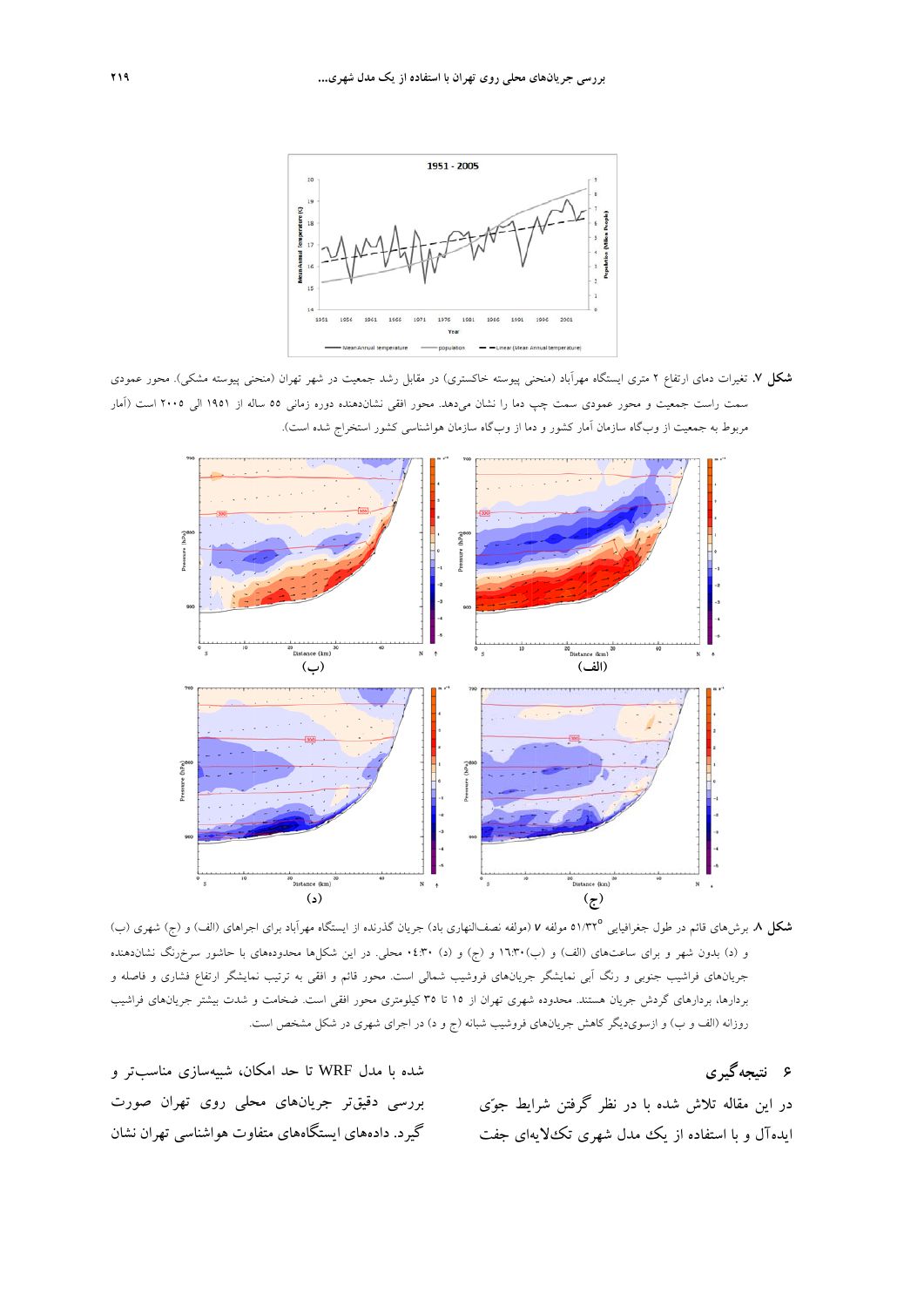**شکل ۷.** تغیرات دمای ارتفاع ۲ متری ایستگاه مهرآباد (منحنی پیوسته خاکستری) در مقابل رشد جمعیت در شهر تهران (منحنی پیوسته مشکی). محور عمودی سمت راست جمعیت و محور عمودی سمت چپ دما را نشان می‌دهد. محور افقی نشان‌دهنده دوره زمانی ۵۵ ساله از ۱۹۵۱ الی ۲۰۰۵ است (آمار مربوط به جمعیت از وب‌گاه سازمان آمار کشور و دما از وب‌گاه سازمان هواشناسی کشور استخراج شده است).

**شکل ۸.** برش‌های قائم در طول جغرافیایی °۵۱/۳۲ مولفه *v* (مولفه نصف‌النهاری باد) جریان گذرنده از ایستگاه مهرآباد برای اجراهای (الف) و (ج) شهری (ب) و (د) بدون شهر و برای ساعت‌های (الف) و (ب)۱۶:۳۰ و (ج) و (د) ۰۴:۳۰ محلی. در این شکل‌ها محدوده‌های با حاشور سرخ‌رنگ نشان‌دهنده جریان‌های فراشیب جنوبی و رنگ آبی نمایشگر جریان‌های فروشیب شمالی است. محور قائم و افقی به ترتیب نمایشگر ارتفاع فشاری و فاصله و بردارها، بردارهای گردش جریان هستند. محدوده شهری تهران از ۱۵ تا ۳۵ کیلومتری محور افقی است. ضخامت و شدت بیشتر جریان‌های فراشیب روزانه (الف و ب) و ازسوی‌دیگر کاهش جریان‌های فروشیب شبانه (ج و د) در اجرای شهری در شکل مشخص است.

## ۶ نتیجه‌گیری

در این مقاله تلاش شده با در نظر گرفتن شرایط جوّی ایده‌آل و با استفاده از یک مدل شهری تک‌لایه‌ای جفت شده با مدل WRF تا حد امکان، شبیه‌سازی مناسب‌تر و بررسی دقیق‌تر جریان‌های محلی روی تهران صورت گیرد. داده‌های ایستگاه‌های متفاوت هواشناسی تهران نشان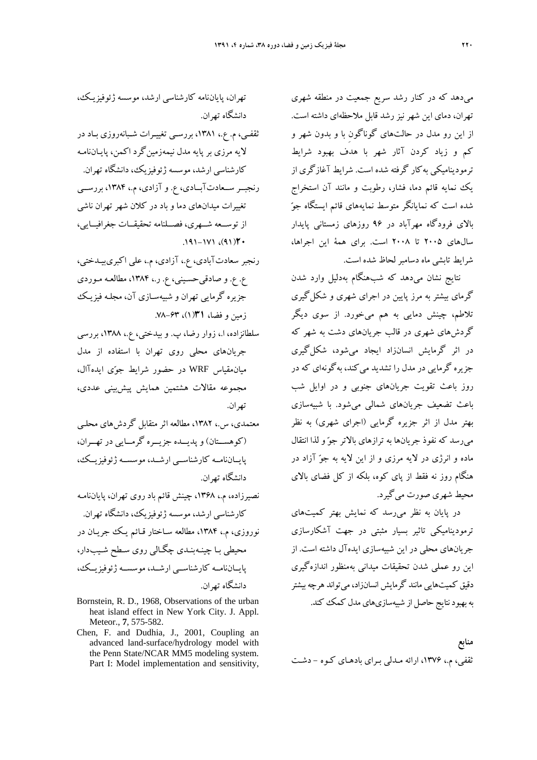می‌دهد که در کنار رشد سریع جمعیت در منطقه شهری تهران، دمای این شهر نیز رشد قابل ملاحظه‌ای داشته است. از این رو مدل در حالت‌های گوناگون با و بدون شهر و کم و زیاد کردن آثار شهر با هدف بهبود شرایط ترمودینامیکی به‌کار گرفته شده است. شرایط آغازگری از یک نمایه قائم دما، فشار، رطوبت و مانند آن استخراج شده است که نمایانگر متوسط نمایه‌های قائم ایستگاه جوّ بالای فرودگاه مهرآباد در ۹۶ روزهای زمستانی پایدار سال‌های ۲۰۰۵ تا ۲۰۰۸ است. برای همهٔ این اجراها، شرایط تابشی ماه دسامبر لحاظ شده است.

نتایج نشان می‌دهد که شب‌هنگام به‌دلیل وارد شدن گرمای بیشتر به مرز پایین در اجرای شهری و شکل‌گیری تلاطم، چینش دمایی به هم می‌خورد. از سوی دیگر گردش‌های شهری در قالب جریان‌های دشت به شهر که در اثر گرمایش انسان‌زاد ایجاد می‌شود، شکل‌گیری جزیره گرمایی در مدل را تشدید می‌کند، به‌گونه‌ای که در روز باعث تقویت جریان‌های جنوبی و در اوایل شب باعث تضعیف جریان‌های شمالی می‌شود. با شبیه‌سازی بهتر مدل از اثر جزیره گرمایی (اجرای شهری) به نظر می‌رسد که نفوذ جریان‌ها به ترازهای بالاتر جوّ و لذا انتقال ماده و انرژی در لایه مرزی و از این لایه به جوّ آزاد در هنگام روز نه فقط از پای کوه، بلکه از کل فضای بالای محیط شهری صورت می‌گیرد.

در پایان به نظر می‌رسد که نمایش بهتر کمیت‌های ترمودینامیکی تاثیر بسیار مثبتی در جهت آشکارسازی جریان‌های محلی در این شبیه‌سازی ایده‌آل داشته است. از این رو عملی شدن تحقیقات میدانی به‌منظور اندازه‌گیری دقیق کمیت‌هایی مانند گرمایش انسان‌زاد، می‌تواند هرچه بیشتر به بهبود نتایج حاصل از شبیه‌سازی‌های مدل کمک کند.

## منابع

ثقفی، م.، ۱۳۷۶، ارائه مدلی برای بادهای کوه – دشت تهران، پایان‌نامه کارشناسی ارشد، موسسه ژئوفیزیک، دانشگاه تهران.

ثقفی، م. ع.، ۱۳۸۱، بررسی تغییرات شبانه‌روزی باد در لایه مرزی بر پایه مدل نیمه‌زمین‌گرد اکمن، پایان‌نامه کارشناسی ارشد، موسسه ژئوفیزیک، دانشگاه تهران.

رنجبر سعادت‌آبادی، ع. و آزادی، م.، ۱۳۸۴، بررسی تغییرات میدان‌های دما و باد در کلان شهر تهران ناشی از توسعه شهری، فصلنامه تحقیقات جغرافیایی، **۴۰**(۹۱)، ۱۷۱–۱۹۱.

رنجبر سعادت‌آبادی، ع.، آزادی، م.، علی اکبری‌بیدختی، ع. ع. و صادقی‌حسینی، ع. ر.، ۱۳۸۴، مطالعه موردی جزیره گرمایی تهران و شبیه‌سازی آن، مجله فیزیک زمین و فضا، **۳۱**(۱)، ۶۳–۷۸.

سلطانزاده، ا.، زوار رضا، پ. و بیدختی، ع.، ۱۳۸۸، بررسی جریان‌های محلی روی تهران با استفاده از مدل میان‌مقیاس WRF در حضور شرایط جوّی ایده‌آل، مجموعه مقالات هشتمین همایش پیش‌بینی عددی، تهران.

معتمدی، س.، ۱۳۸۲، مطالعه اثر متقابل گردش‌های محلی (کوهستان) و پدیده جزیره گرمایی در تهران، پایان‌نامه کارشناسی ارشد، موسسه ژئوفیزیک، دانشگاه تهران.

نصیرزاده، م.، ۱۳۶۸، چینش قائم باد روی تهران، پایان‌نامه کارشناسی ارشد، موسسه ژئوفیزیک، دانشگاه تهران.

نوروزی، م.، ۱۳۸۴، مطالعه ساختار قائم یک جریان در محیطی با چینه‌بندی چگالی روی سطح شیب‌دار، پایان‌نامه کارشناسی ارشد، موسسه ژئوفیزیک، دانشگاه تهران.

Bornstein, R. D., 1968, Observations of the urban heat island effect in New York City. J. Appl. Meteor., **7**, 575-582.

Chen, F. and Dudhia, J., 2001, Coupling an advanced land-surface/hydrology model with the Penn State/NCAR MM5 modeling system. Part I: Model implementation and sensitivity,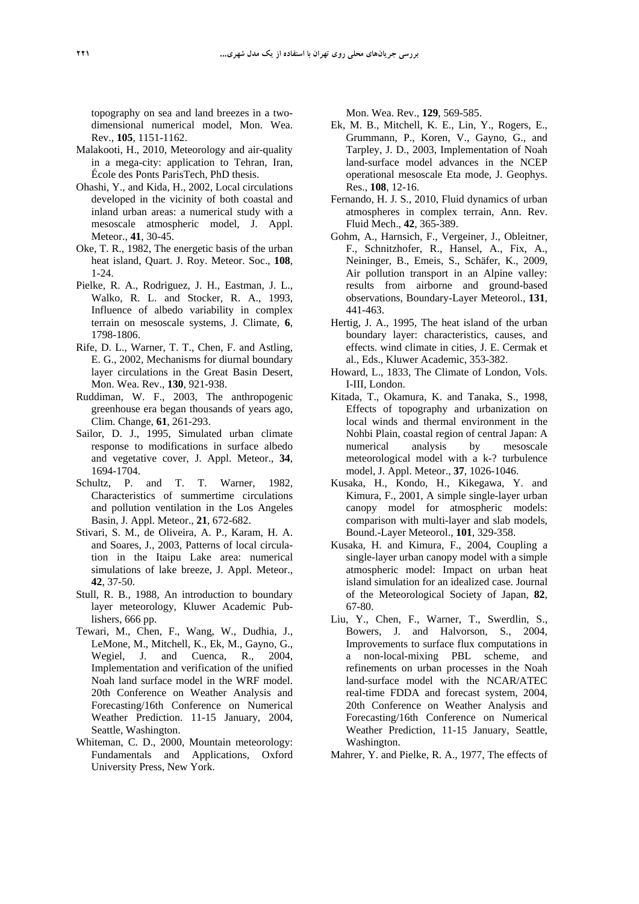topography on sea and land breezes in a two-dimensional numerical model, Mon. Wea. Rev., **105**, 1151-1162.

Malakooti, H., 2010, Meteorology and air-quality in a mega-city: application to Tehran, Iran, École des Ponts ParisTech, PhD thesis.

Ohashi, Y., and Kida, H., 2002, Local circulations developed in the vicinity of both coastal and inland urban areas: a numerical study with a mesoscale atmospheric model, J. Appl. Meteor., **41**, 30-45.

Oke, T. R., 1982, The energetic basis of the urban heat island, Quart. J. Roy. Meteor. Soc., **108**, 1-24.

Pielke, R. A., Rodriguez, J. H., Eastman, J. L., Walko, R. L. and Stocker, R. A., 1993, Influence of albedo variability in complex terrain on mesoscale systems, J. Climate, **6**, 1798-1806.

Rife, D. L., Warner, T. T., Chen, F. and Astling, E. G., 2002, Mechanisms for diurnal boundary layer circulations in the Great Basin Desert, Mon. Wea. Rev., **130**, 921-938.

Ruddiman, W. F., 2003, The anthropogenic greenhouse era began thousands of years ago, Clim. Change, **61**, 261-293.

Sailor, D. J., 1995, Simulated urban climate response to modifications in surface albedo and vegetative cover, J. Appl. Meteor., **34**, 1694-1704.

Schultz, P. and T. T. Warner, 1982, Characteristics of summertime circulations and pollution ventilation in the Los Angeles Basin, J. Appl. Meteor., **21**, 672-682.

Stivari, S. M., de Oliveira, A. P., Karam, H. A. and Soares, J., 2003, Patterns of local circulation in the Itaipu Lake area: numerical simulations of lake breeze, J. Appl. Meteor., **42**, 37-50.

Stull, R. B., 1988, An introduction to boundary layer meteorology, Kluwer Academic Publishers, 666 pp.

Tewari, M., Chen, F., Wang, W., Dudhia, J., LeMone, M., Mitchell, K., Ek, M., Gayno, G., Wegiel, J. and Cuenca, R., 2004, Implementation and verification of the unified Noah land surface model in the WRF model. 20th Conference on Weather Analysis and Forecasting/16th Conference on Numerical Weather Prediction. 11-15 January, 2004, Seattle, Washington.

Whiteman, C. D., 2000, Mountain meteorology: Fundamentals and Applications, Oxford University Press, New York.

Mon. Wea. Rev., **129**, 569-585.

Ek, M. B., Mitchell, K. E., Lin, Y., Rogers, E., Grummann, P., Koren, V., Gayno, G., and Tarpley, J. D., 2003, Implementation of Noah land-surface model advances in the NCEP operational mesoscale Eta mode, J. Geophys. Res., **108**, 12-16.

Fernando, H. J. S., 2010, Fluid dynamics of urban atmospheres in complex terrain, Ann. Rev. Fluid Mech., **42**, 365-389.

Gohm, A., Harnsich, F., Vergeiner, J., Obleitner, F., Schnitzhofer, R., Hansel, A., Fix, A., Neininger, B., Emeis, S., Schäfer, K., 2009, Air pollution transport in an Alpine valley: results from airborne and ground-based observations, Boundary-Layer Meteorol., **131**, 441-463.

Hertig, J. A., 1995, The heat island of the urban boundary layer: characteristics, causes, and effects. wind climate in cities, J. E. Cermak et al., Eds., Kluwer Academic, 353-382.

Howard, L., 1833, The Climate of London, Vols. I-III, London.

Kitada, T., Okamura, K. and Tanaka, S., 1998, Effects of topography and urbanization on local winds and thermal environment in the Nohbi Plain, coastal region of central Japan: A numerical analysis by mesoscale meteorological model with a k-? turbulence model, J. Appl. Meteor., **37**, 1026-1046.

Kusaka, H., Kondo, H., Kikegawa, Y. and Kimura, F., 2001, A simple single-layer urban canopy model for atmospheric models: comparison with multi-layer and slab models, Bound.-Layer Meteorol., **101**, 329-358.

Kusaka, H. and Kimura, F., 2004, Coupling a single-layer urban canopy model with a simple atmospheric model: Impact on urban heat island simulation for an idealized case. Journal of the Meteorological Society of Japan, **82**, 67-80.

Liu, Y., Chen, F., Warner, T., Swerdlin, S., Bowers, J. and Halvorson, S., 2004, Improvements to surface flux computations in a non-local-mixing PBL scheme, and refinements on urban processes in the Noah land-surface model with the NCAR/ATEC real-time FDDA and forecast system, 2004, 20th Conference on Weather Analysis and Forecasting/16th Conference on Numerical Weather Prediction, 11-15 January, Seattle, Washington.

Mahrer, Y. and Pielke, R. A., 1977, The effects of